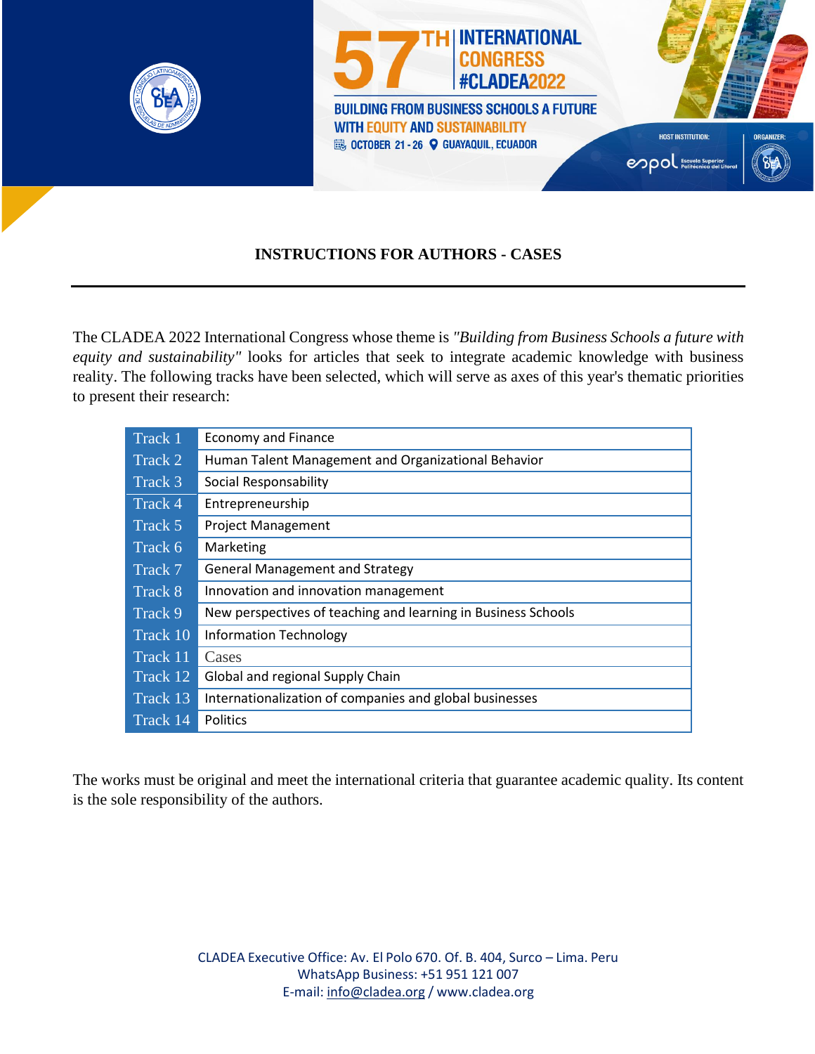57TH INTERNATIONAL CONGRESS #CLADEA2022

BUILDING FROM BUSINESS SCHOOLS A FUTURE WITH EQUITY AND SUSTAINABILITY

OCTOBER 21 - 26 GUAYAQUIL, ECUADOR

HOST INSTITUTION: espol Escuela Superior Politécnica del Litoral

ORGANIZER: CLADEA

# INSTRUCTIONS FOR AUTHORS - CASES

The CLADEA 2022 International Congress whose theme is *"Building from Business Schools a future with equity and sustainability"* looks for articles that seek to integrate academic knowledge with business reality. The following tracks have been selected, which will serve as axes of this year's thematic priorities to present their research:

| | |
|---|---|
| Track 1 | Economy and Finance |
| Track 2 | Human Talent Management and Organizational Behavior |
| Track 3 | Social Responsability |
| Track 4 | Entrepreneurship |
| Track 5 | Project Management |
| Track 6 | Marketing |
| Track 7 | General Management and Strategy |
| Track 8 | Innovation and innovation management |
| Track 9 | New perspectives of teaching and learning in Business Schools |
| Track 10 | Information Technology |
| Track 11 | Cases |
| Track 12 | Global and regional Supply Chain |
| Track 13 | Internationalization of companies and global businesses |
| Track 14 | Politics |

The works must be original and meet the international criteria that guarantee academic quality. Its content is the sole responsibility of the authors.

CLADEA Executive Office: Av. El Polo 670. Of. B. 404, Surco – Lima. Peru
WhatsApp Business: +51 951 121 007
E-mail: info@cladea.org / www.cladea.org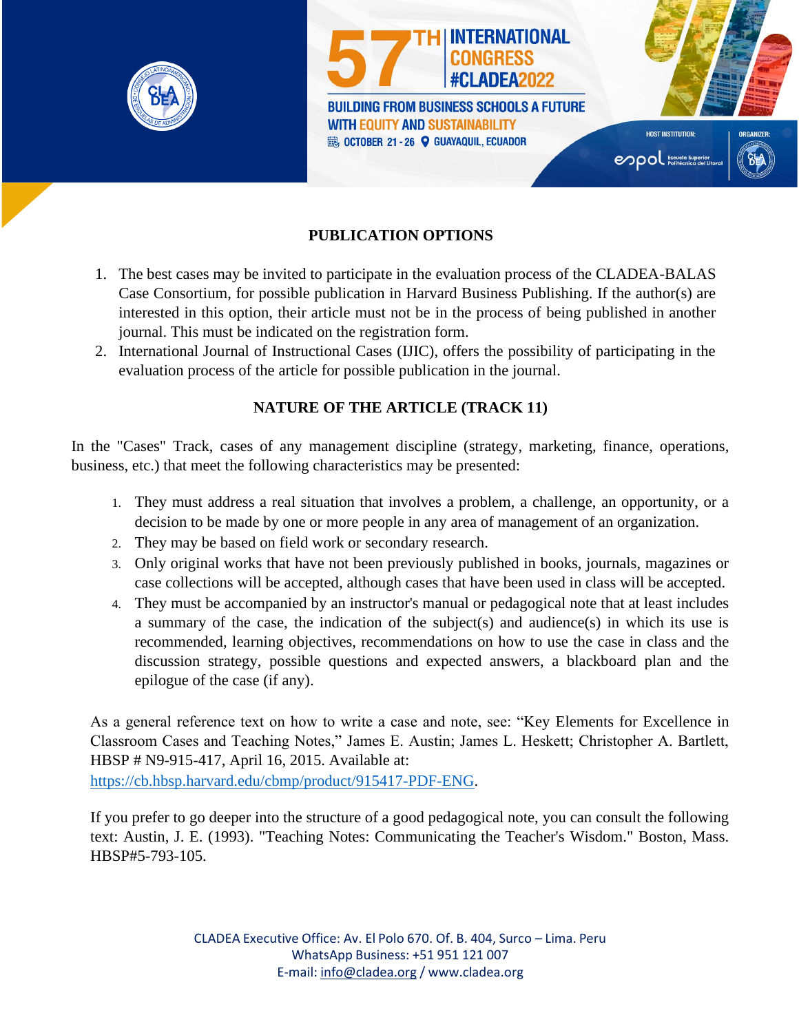## PUBLICATION OPTIONS

1. The best cases may be invited to participate in the evaluation process of the CLADEA-BALAS Case Consortium, for possible publication in Harvard Business Publishing. If the author(s) are interested in this option, their article must not be in the process of being published in another journal. This must be indicated on the registration form.
2. International Journal of Instructional Cases (IJIC), offers the possibility of participating in the evaluation process of the article for possible publication in the journal.

## NATURE OF THE ARTICLE (TRACK 11)

In the "Cases" Track, cases of any management discipline (strategy, marketing, finance, operations, business, etc.) that meet the following characteristics may be presented:

1. They must address a real situation that involves a problem, a challenge, an opportunity, or a decision to be made by one or more people in any area of management of an organization.
2. They may be based on field work or secondary research.
3. Only original works that have not been previously published in books, journals, magazines or case collections will be accepted, although cases that have been used in class will be accepted.
4. They must be accompanied by an instructor's manual or pedagogical note that at least includes a summary of the case, the indication of the subject(s) and audience(s) in which its use is recommended, learning objectives, recommendations on how to use the case in class and the discussion strategy, possible questions and expected answers, a blackboard plan and the epilogue of the case (if any).

As a general reference text on how to write a case and note, see: "Key Elements for Excellence in Classroom Cases and Teaching Notes," James E. Austin; James L. Heskett; Christopher A. Bartlett, HBSP # N9-915-417, April 16, 2015. Available at: https://cb.hbsp.harvard.edu/cbmp/product/915417-PDF-ENG.

If you prefer to go deeper into the structure of a good pedagogical note, you can consult the following text: Austin, J. E. (1993). "Teaching Notes: Communicating the Teacher's Wisdom." Boston, Mass. HBSP#5-793-105.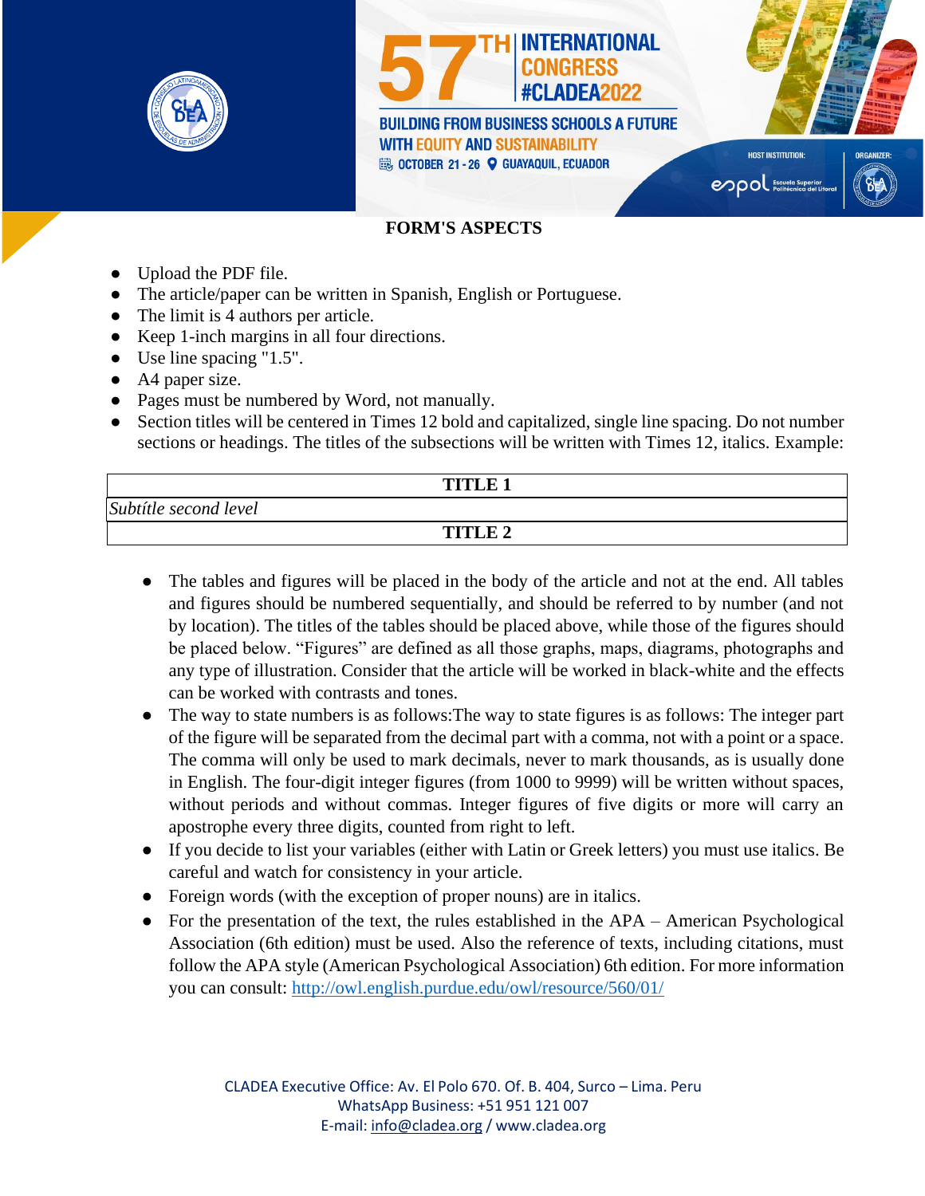## FORM'S ASPECTS

- Upload the PDF file.
- The article/paper can be written in Spanish, English or Portuguese.
- The limit is 4 authors per article.
- Keep 1-inch margins in all four directions.
- Use line spacing "1.5".
- A4 paper size.
- Pages must be numbered by Word, not manually.
- Section titles will be centered in Times 12 bold and capitalized, single line spacing. Do not number sections or headings. The titles of the subsections will be written with Times 12, italics. Example:

| **TITLE 1** |
| --- |
| *Subtítle second level* |
| **TITLE 2** |

- The tables and figures will be placed in the body of the article and not at the end. All tables and figures should be numbered sequentially, and should be referred to by number (and not by location). The titles of the tables should be placed above, while those of the figures should be placed below. "Figures" are defined as all those graphs, maps, diagrams, photographs and any type of illustration. Consider that the article will be worked in black-white and the effects can be worked with contrasts and tones.
- The way to state numbers is as follows:The way to state figures is as follows: The integer part of the figure will be separated from the decimal part with a comma, not with a point or a space. The comma will only be used to mark decimals, never to mark thousands, as is usually done in English. The four-digit integer figures (from 1000 to 9999) will be written without spaces, without periods and without commas. Integer figures of five digits or more will carry an apostrophe every three digits, counted from right to left.
- If you decide to list your variables (either with Latin or Greek letters) you must use italics. Be careful and watch for consistency in your article.
- Foreign words (with the exception of proper nouns) are in italics.
- For the presentation of the text, the rules established in the APA – American Psychological Association (6th edition) must be used. Also the reference of texts, including citations, must follow the APA style (American Psychological Association) 6th edition. For more information you can consult: http://owl.english.purdue.edu/owl/resource/560/01/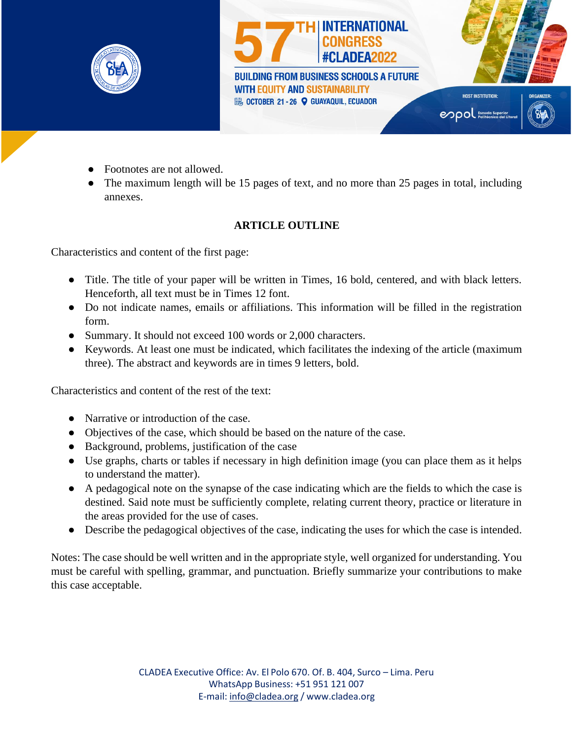- Footnotes are not allowed.
- The maximum length will be 15 pages of text, and no more than 25 pages in total, including annexes.

## ARTICLE OUTLINE

Characteristics and content of the first page:

- Title. The title of your paper will be written in Times, 16 bold, centered, and with black letters. Henceforth, all text must be in Times 12 font.
- Do not indicate names, emails or affiliations. This information will be filled in the registration form.
- Summary. It should not exceed 100 words or 2,000 characters.
- Keywords. At least one must be indicated, which facilitates the indexing of the article (maximum three). The abstract and keywords are in times 9 letters, bold.

Characteristics and content of the rest of the text:

- Narrative or introduction of the case.
- Objectives of the case, which should be based on the nature of the case.
- Background, problems, justification of the case
- Use graphs, charts or tables if necessary in high definition image (you can place them as it helps to understand the matter).
- A pedagogical note on the synapse of the case indicating which are the fields to which the case is destined. Said note must be sufficiently complete, relating current theory, practice or literature in the areas provided for the use of cases.
- Describe the pedagogical objectives of the case, indicating the uses for which the case is intended.

Notes: The case should be well written and in the appropriate style, well organized for understanding. You must be careful with spelling, grammar, and punctuation. Briefly summarize your contributions to make this case acceptable.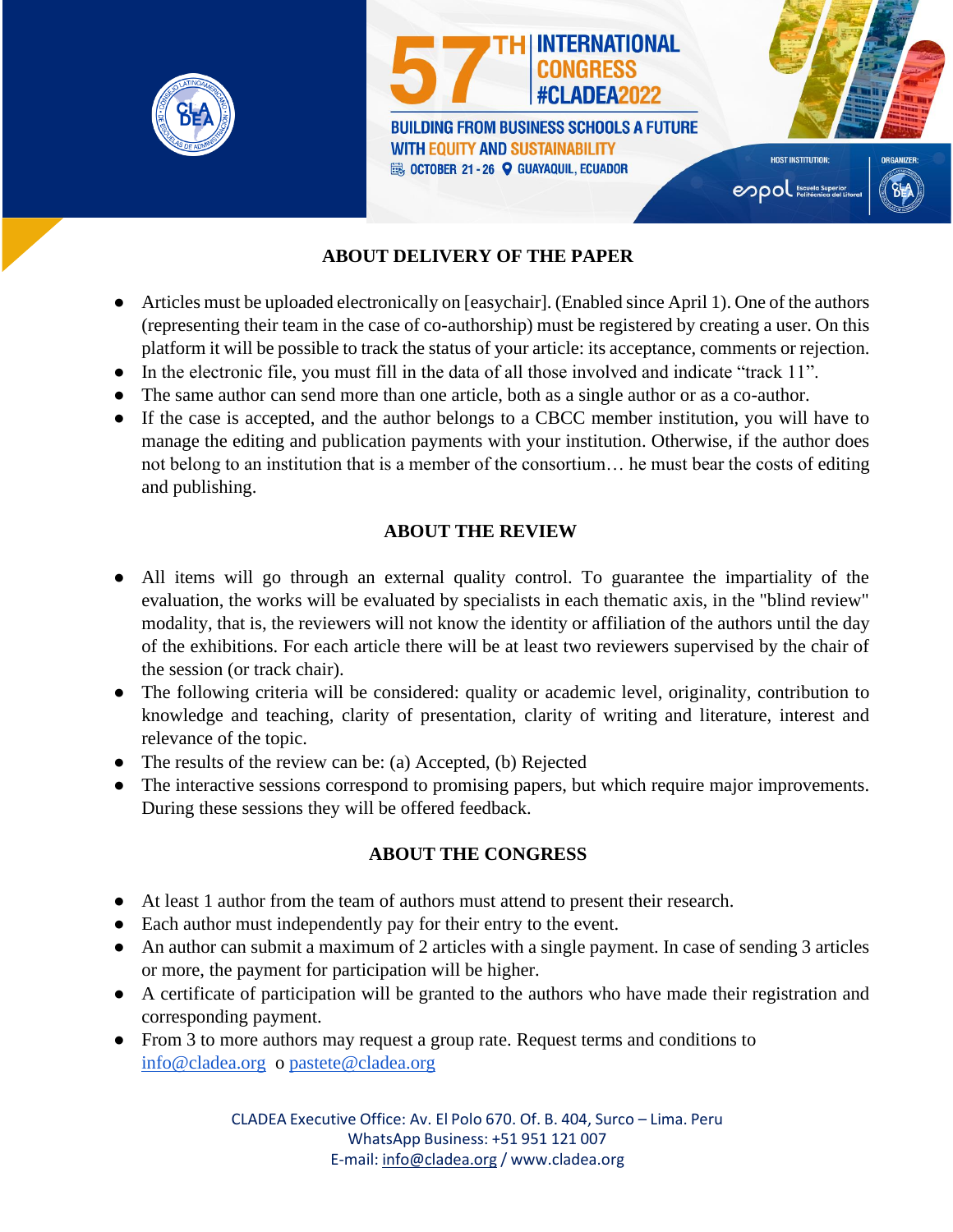## ABOUT DELIVERY OF THE PAPER

- Articles must be uploaded electronically on [easychair]. (Enabled since April 1). One of the authors (representing their team in the case of co-authorship) must be registered by creating a user. On this platform it will be possible to track the status of your article: its acceptance, comments or rejection.
- In the electronic file, you must fill in the data of all those involved and indicate "track 11".
- The same author can send more than one article, both as a single author or as a co-author.
- If the case is accepted, and the author belongs to a CBCC member institution, you will have to manage the editing and publication payments with your institution. Otherwise, if the author does not belong to an institution that is a member of the consortium… he must bear the costs of editing and publishing.

## ABOUT THE REVIEW

- All items will go through an external quality control. To guarantee the impartiality of the evaluation, the works will be evaluated by specialists in each thematic axis, in the "blind review" modality, that is, the reviewers will not know the identity or affiliation of the authors until the day of the exhibitions. For each article there will be at least two reviewers supervised by the chair of the session (or track chair).
- The following criteria will be considered: quality or academic level, originality, contribution to knowledge and teaching, clarity of presentation, clarity of writing and literature, interest and relevance of the topic.
- The results of the review can be: (a) Accepted, (b) Rejected
- The interactive sessions correspond to promising papers, but which require major improvements. During these sessions they will be offered feedback.

## ABOUT THE CONGRESS

- At least 1 author from the team of authors must attend to present their research.
- Each author must independently pay for their entry to the event.
- An author can submit a maximum of 2 articles with a single payment. In case of sending 3 articles or more, the payment for participation will be higher.
- A certificate of participation will be granted to the authors who have made their registration and corresponding payment.
- From 3 to more authors may request a group rate. Request terms and conditions to info@cladea.org o pastete@cladea.org